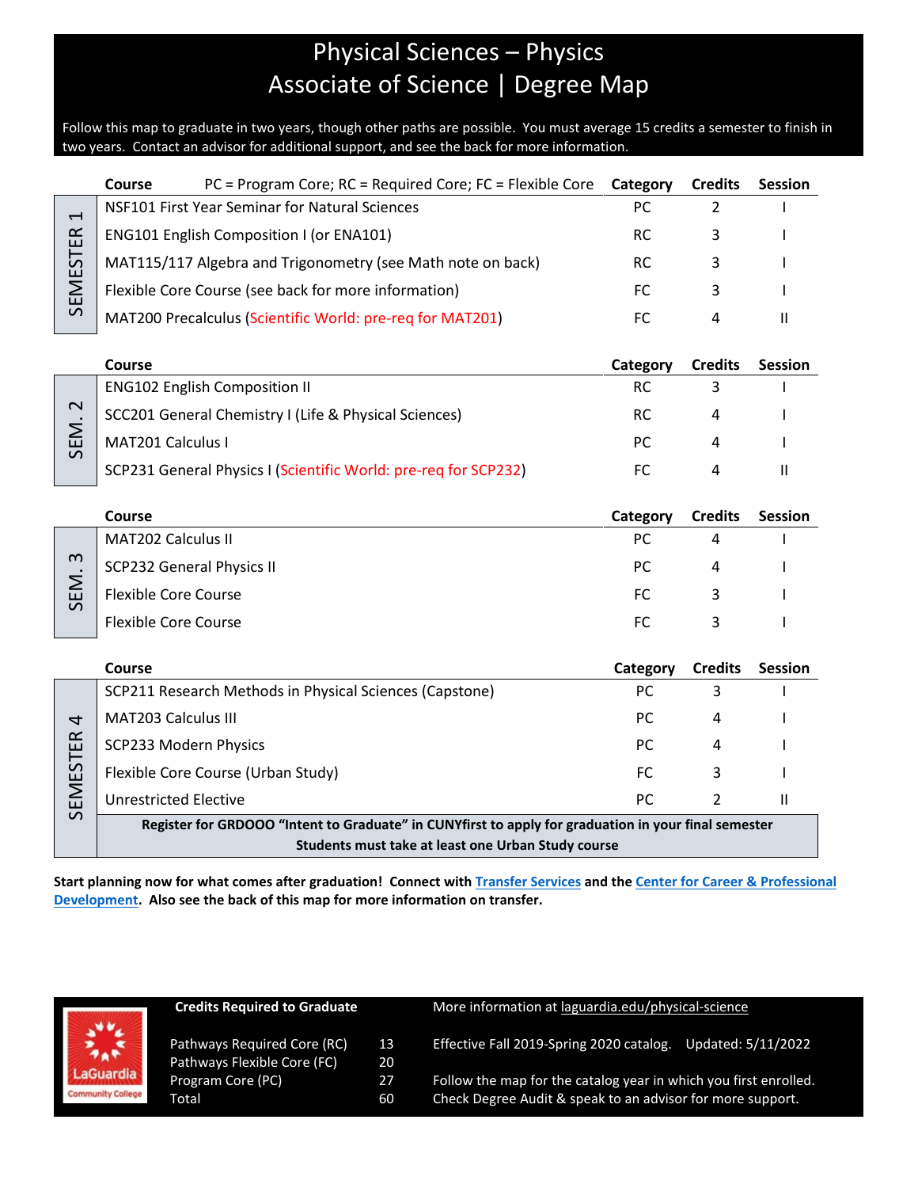# Physical Sciences – Physics
# Associate of Science | Degree Map

Follow this map to graduate in two years, though other paths are possible. You must average 15 credits a semester to finish in two years. Contact an advisor for additional support, and see the back for more information.

| | Course PC = Program Core; RC = Required Core; FC = Flexible Core | Category | Credits | Session |
|---|---|---|---|---|
| SEMESTER 1 | NSF101 First Year Seminar for Natural Sciences | PC | 2 | I |
| | ENG101 English Composition I (or ENA101) | RC | 3 | I |
| | MAT115/117 Algebra and Trigonometry (see Math note on back) | RC | 3 | I |
| | Flexible Core Course (see back for more information) | FC | 3 | I |
| | MAT200 Precalculus (Scientific World: pre-req for MAT201) | FC | 4 | II |

| | Course | Category | Credits | Session |
|---|---|---|---|---|
| SEM. 2 | ENG102 English Composition II | RC | 3 | I |
| | SCC201 General Chemistry I (Life & Physical Sciences) | RC | 4 | I |
| | MAT201 Calculus I | PC | 4 | I |
| | SCP231 General Physics I (Scientific World: pre-req for SCP232) | FC | 4 | II |

| | Course | Category | Credits | Session |
|---|---|---|---|---|
| SEM. 3 | MAT202 Calculus II | PC | 4 | I |
| | SCP232 General Physics II | PC | 4 | I |
| | Flexible Core Course | FC | 3 | I |
| | Flexible Core Course | FC | 3 | I |

| | Course | Category | Credits | Session |
|---|---|---|---|---|
| SEMESTER 4 | SCP211 Research Methods in Physical Sciences (Capstone) | PC | 3 | I |
| | MAT203 Calculus III | PC | 4 | I |
| | SCP233 Modern Physics | PC | 4 | I |
| | Flexible Core Course (Urban Study) | FC | 3 | I |
| | Unrestricted Elective | PC | 2 | II |
| | **Register for GRDOOO "Intent to Graduate" in CUNYfirst to apply for graduation in your final semester** | | | |
| | **Students must take at least one Urban Study course** | | | |

**Start planning now for what comes after graduation! Connect with Transfer Services and the Center for Career & Professional Development. Also see the back of this map for more information on transfer.**

| **Credits Required to Graduate** | |
|---|---|
| Pathways Required Core (RC) | 13 |
| Pathways Flexible Core (FC) | 20 |
| Program Core (PC) | 27 |
| Total | 60 |

More information at laguardia.edu/physical-science

Effective Fall 2019-Spring 2020 catalog. Updated: 5/11/2022

Follow the map for the catalog year in which you first enrolled.
Check Degree Audit & speak to an advisor for more support.

LaGuardia Community College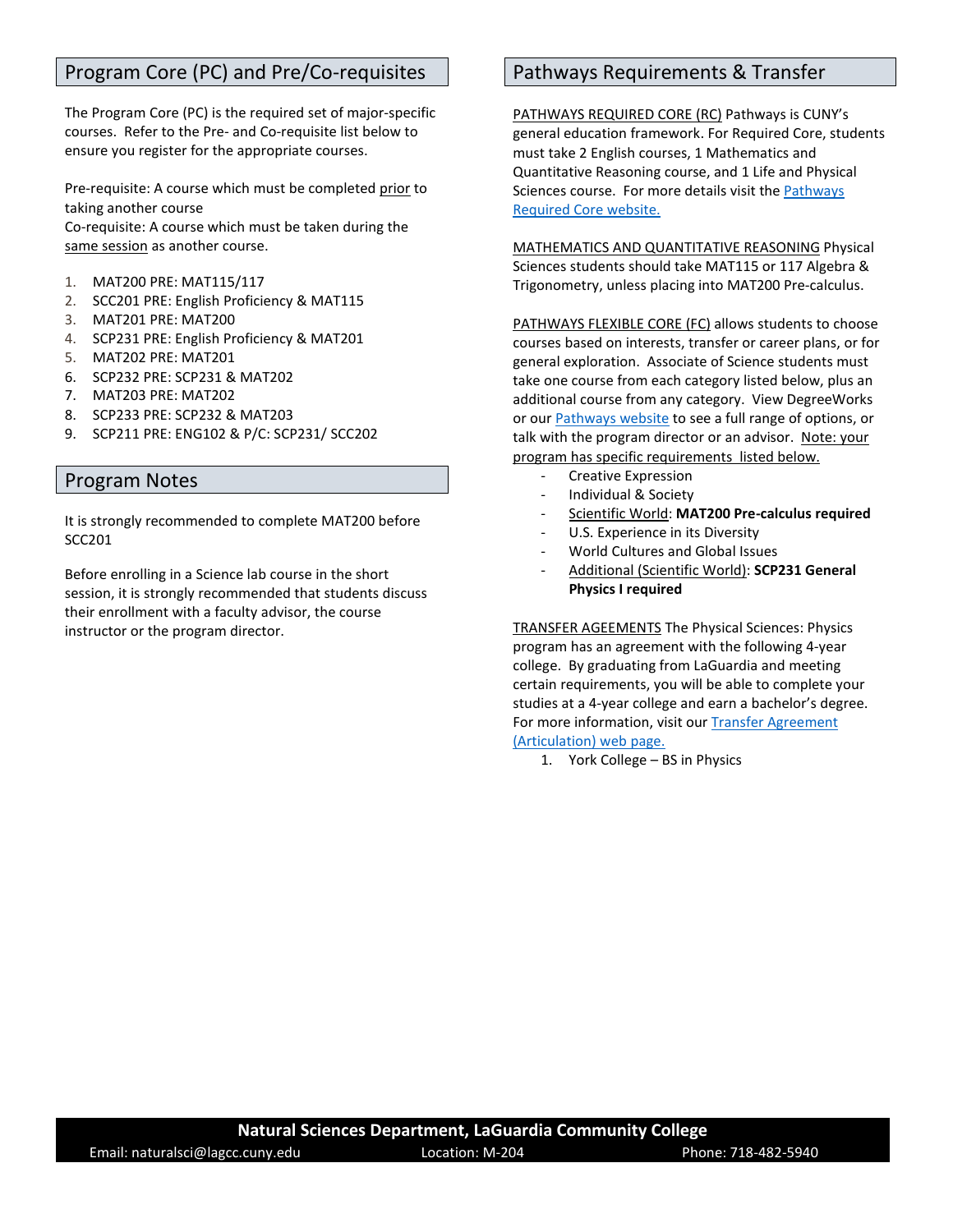## Program Core (PC) and Pre/Co-requisites

The Program Core (PC) is the required set of major-specific courses. Refer to the Pre- and Co-requisite list below to ensure you register for the appropriate courses.

Pre-requisite: A course which must be completed prior to taking another course
Co-requisite: A course which must be taken during the same session as another course.

1. MAT200 PRE: MAT115/117
2. SCC201 PRE: English Proficiency & MAT115
3. MAT201 PRE: MAT200
4. SCP231 PRE: English Proficiency & MAT201
5. MAT202 PRE: MAT201
6. SCP232 PRE: SCP231 & MAT202
7. MAT203 PRE: MAT202
8. SCP233 PRE: SCP232 & MAT203
9. SCP211 PRE: ENG102 & P/C: SCP231/ SCC202

## Program Notes

It is strongly recommended to complete MAT200 before SCC201

Before enrolling in a Science lab course in the short session, it is strongly recommended that students discuss their enrollment with a faculty advisor, the course instructor or the program director.

## Pathways Requirements & Transfer

PATHWAYS REQUIRED CORE (RC) Pathways is CUNY's general education framework. For Required Core, students must take 2 English courses, 1 Mathematics and Quantitative Reasoning course, and 1 Life and Physical Sciences course. For more details visit the Pathways Required Core website.

MATHEMATICS AND QUANTITATIVE REASONING Physical Sciences students should take MAT115 or 117 Algebra & Trigonometry, unless placing into MAT200 Pre-calculus.

PATHWAYS FLEXIBLE CORE (FC) allows students to choose courses based on interests, transfer or career plans, or for general exploration. Associate of Science students must take one course from each category listed below, plus an additional course from any category. View DegreeWorks or our Pathways website to see a full range of options, or talk with the program director or an advisor. Note: your program has specific requirements listed below.

- Creative Expression
- Individual & Society
- Scientific World: **MAT200 Pre-calculus required**
- U.S. Experience in its Diversity
- World Cultures and Global Issues
- Additional (Scientific World): **SCP231 General Physics I required**

TRANSFER AGEEMENTS The Physical Sciences: Physics program has an agreement with the following 4-year college. By graduating from LaGuardia and meeting certain requirements, you will be able to complete your studies at a 4-year college and earn a bachelor's degree. For more information, visit our Transfer Agreement (Articulation) web page.

1. York College – BS in Physics

**Natural Sciences Department, LaGuardia Community College**

Email: naturalsci@lagcc.cuny.edu Location: M-204 Phone: 718-482-5940